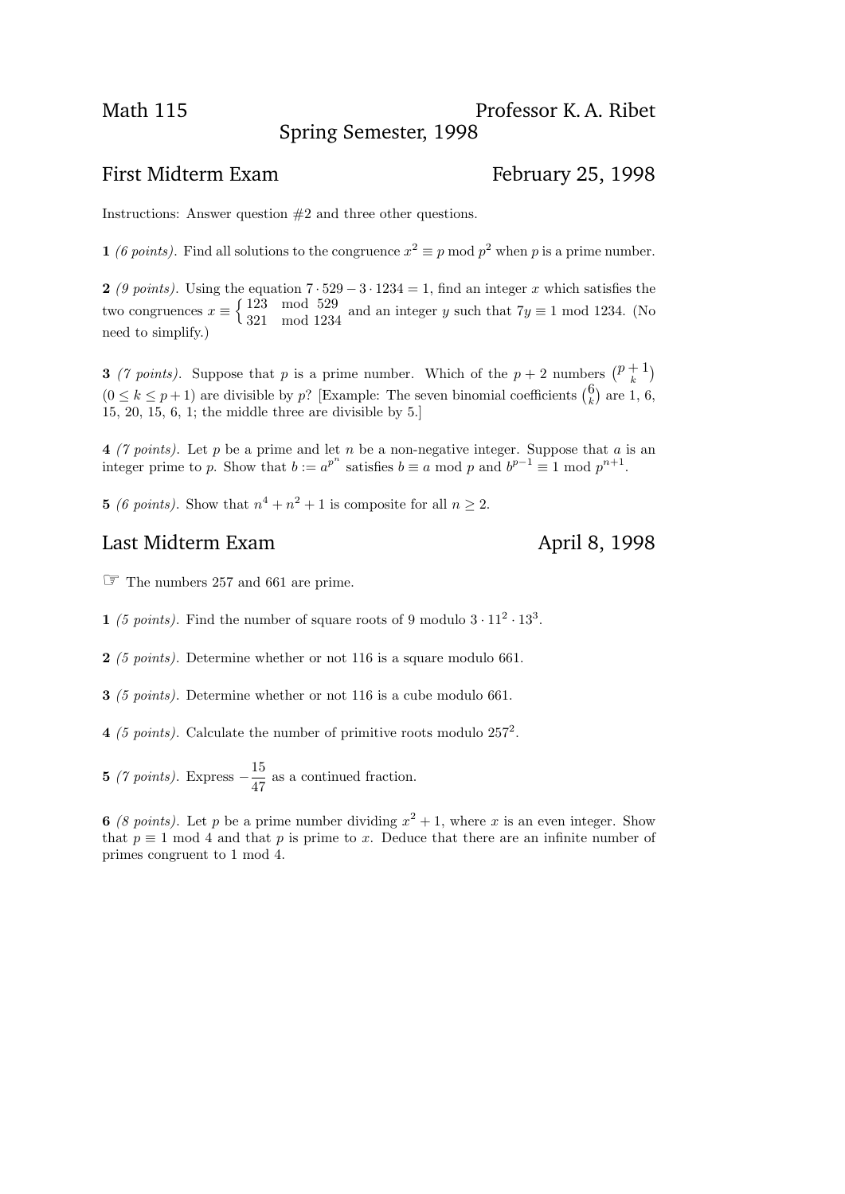Math 115 Professor K. A. Ribet
Spring Semester, 1998

## First Midterm Exam — February 25, 1998

Instructions: Answer question #2 and three other questions.

**1** *(6 points)*. Find all solutions to the congruence $x^2 \equiv p \bmod p^2$ when $p$ is a prime number.

**2** *(9 points)*. Using the equation $7 \cdot 529 - 3 \cdot 1234 = 1$, find an integer $x$ which satisfies the two congruences $x \equiv \begin{cases} 123 & \bmod 529 \\ 321 & \bmod 1234 \end{cases}$ and an integer $y$ such that $7y \equiv 1 \bmod 1234$. (No need to simplify.)

**3** *(7 points)*. Suppose that $p$ is a prime number. Which of the $p+2$ numbers $\binom{p+1}{k}$ $(0 \leq k \leq p+1)$ are divisible by $p$? [Example: The seven binomial coefficients $\binom{6}{k}$ are 1, 6, 15, 20, 15, 6, 1; the middle three are divisible by 5.]

**4** *(7 points)*. Let $p$ be a prime and let $n$ be a non-negative integer. Suppose that $a$ is an integer prime to $p$. Show that $b := a^{p^n}$ satisfies $b \equiv a \bmod p$ and $b^{p-1} \equiv 1 \bmod p^{n+1}$.

**5** *(6 points)*. Show that $n^4 + n^2 + 1$ is composite for all $n \geq 2$.

## Last Midterm Exam — April 8, 1998

☞ The numbers 257 and 661 are prime.

**1** *(5 points)*. Find the number of square roots of 9 modulo $3 \cdot 11^2 \cdot 13^3$.

**2** *(5 points)*. Determine whether or not 116 is a square modulo 661.

**3** *(5 points)*. Determine whether or not 116 is a cube modulo 661.

**4** *(5 points)*. Calculate the number of primitive roots modulo $257^2$.

**5** *(7 points)*. Express $-\dfrac{15}{47}$ as a continued fraction.

**6** *(8 points)*. Let $p$ be a prime number dividing $x^2 + 1$, where $x$ is an even integer. Show that $p \equiv 1 \bmod 4$ and that $p$ is prime to $x$. Deduce that there are an infinite number of primes congruent to 1 mod 4.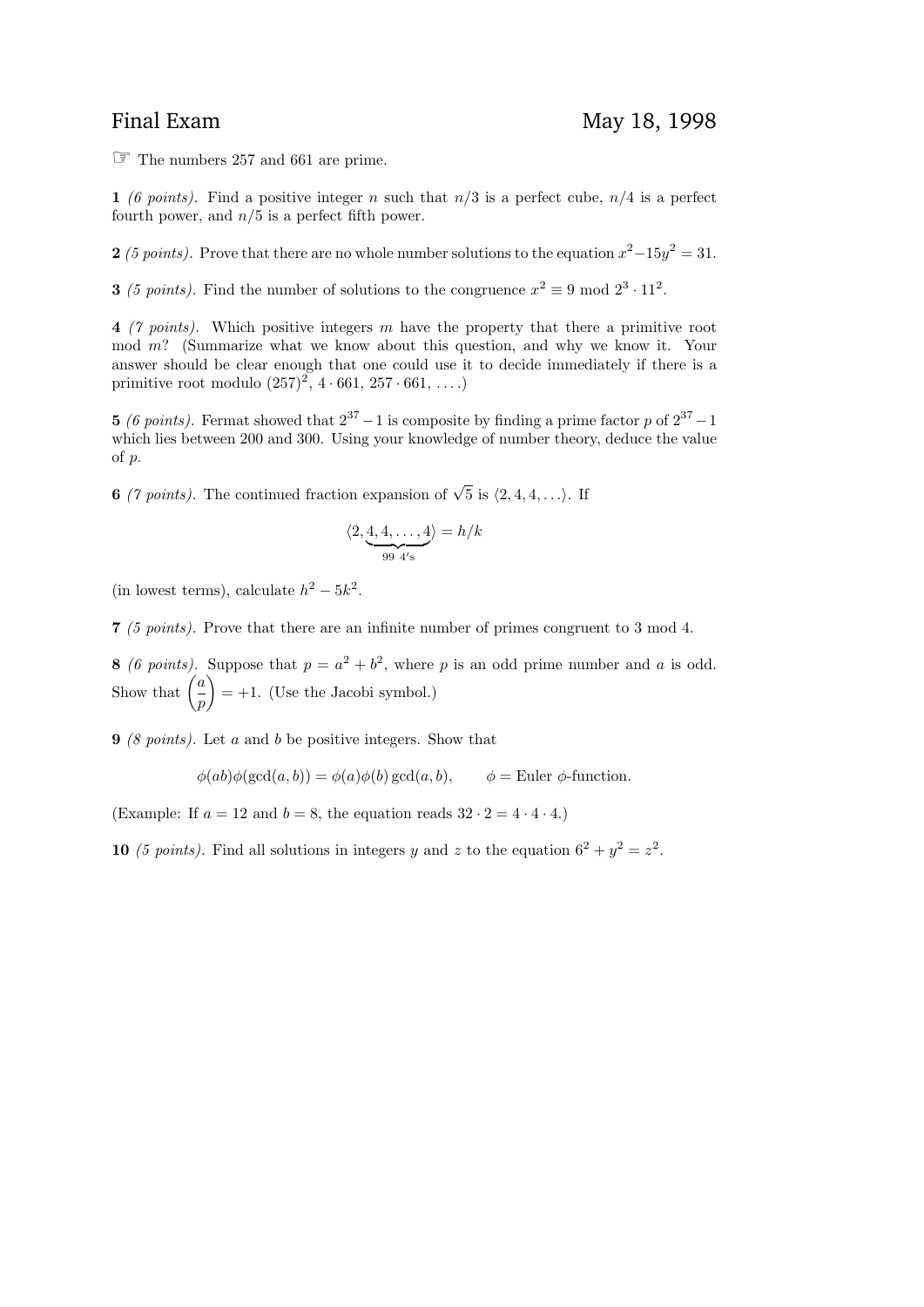# Final Exam — May 18, 1998

☞ The numbers 257 and 661 are prime.

**1** *(6 points)*. Find a positive integer $n$ such that $n/3$ is a perfect cube, $n/4$ is a perfect fourth power, and $n/5$ is a perfect fifth power.

**2** *(5 points)*. Prove that there are no whole number solutions to the equation $x^2 - 15y^2 = 31$.

**3** *(5 points)*. Find the number of solutions to the congruence $x^2 \equiv 9 \bmod 2^3 \cdot 11^2$.

**4** *(7 points)*. Which positive integers $m$ have the property that there a primitive root mod $m$? (Summarize what we know about this question, and why we know it. Your answer should be clear enough that one could use it to decide immediately if there is a primitive root modulo $(257)^2$, $4 \cdot 661$, $257 \cdot 661$, ....)

**5** *(6 points)*. Fermat showed that $2^{37} - 1$ is composite by finding a prime factor $p$ of $2^{37} - 1$ which lies between 200 and 300. Using your knowledge of number theory, deduce the value of $p$.

**6** *(7 points)*. The continued fraction expansion of $\sqrt{5}$ is $\langle 2, 4, 4, \ldots \rangle$. If

$$\langle 2, \underbrace{4, 4, \ldots, 4}_{99\ 4\text{'s}} \rangle = h/k$$

(in lowest terms), calculate $h^2 - 5k^2$.

**7** *(5 points)*. Prove that there are an infinite number of primes congruent to 3 mod 4.

**8** *(6 points)*. Suppose that $p = a^2 + b^2$, where $p$ is an odd prime number and $a$ is odd. Show that $\left(\frac{a}{p}\right) = +1$. (Use the Jacobi symbol.)

**9** *(8 points)*. Let $a$ and $b$ be positive integers. Show that

$$\phi(ab)\phi(\gcd(a,b)) = \phi(a)\phi(b)\gcd(a,b), \qquad \phi = \text{Euler } \phi\text{-function}.$$

(Example: If $a = 12$ and $b = 8$, the equation reads $32 \cdot 2 = 4 \cdot 4 \cdot 4$.)

**10** *(5 points)*. Find all solutions in integers $y$ and $z$ to the equation $6^2 + y^2 = z^2$.